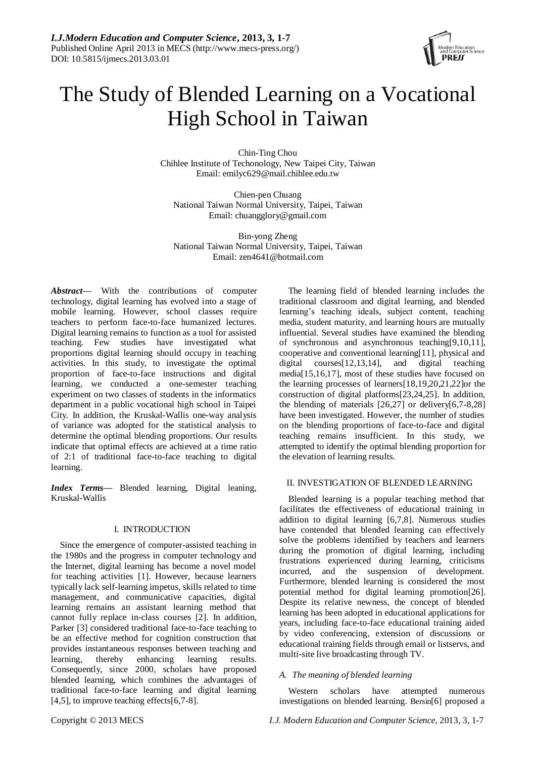# The Study of Blended Learning on a Vocational High School in Taiwan

Chin-Ting Chou
Chihlee Institute of Techonology, New Taipei City, Taiwan
Email: emilyc629@mail.chihlee.edu.tw

Chien-pen Chuang
National Taiwan Normal University, Taipei, Taiwan
Email: chuangglory@gmail.com

Bin-yong Zheng
National Taiwan Normal University, Taipei, Taiwan
Email: zen4641@hotmail.com

***Abstract*****—** With the contributions of computer technology, digital learning has evolved into a stage of mobile learning. However, school classes require teachers to perform face-to-face humanized lectures. Digital learning remains to function as a tool for assisted teaching. Few studies have investigated what proportions digital learning should occupy in teaching activities. In this study, to investigate the optimal proportion of face-to-face instructions and digital learning, we conducted a one-semester teaching experiment on two classes of students in the informatics department in a public vocational high school in Taipei City. In addition, the Kruskal-Wallis one-way analysis of variance was adopted for the statistical analysis to determine the optimal blending proportions. Our results indicate that optimal effects are achieved at a time ratio of 2:1 of traditional face-to-face teaching to digital learning.

***Index Terms*****—** Blended learning, Digital leaning, Kruskal-Wallis

## I. INTRODUCTION

Since the emergence of computer-assisted teaching in the 1980s and the progress in computer technology and the Internet, digital learning has become a novel model for teaching activities [1]. However, because learners typically lack self-learning impetus, skills related to time management, and communicative capacities, digital learning remains an assistant learning method that cannot fully replace in-class courses [2]. In addition, Parker [3] considered traditional face-to-face teaching to be an effective method for cognition construction that provides instantaneous responses between teaching and learning, thereby enhancing learning results. Consequently, since 2000, scholars have proposed blended learning, which combines the advantages of traditional face-to-face learning and digital learning [4,5], to improve teaching effects[6,7-8].

The learning field of blended learning includes the traditional classroom and digital learning, and blended learning's teaching ideals, subject content, teaching media, student maturity, and learning hours are mutually influential. Several studies have examined the blending of synchronous and asynchronous teaching[9,10,11], cooperative and conventional learning[11], physical and digital courses[12,13,14], and digital teaching media[15,16,17], most of these studies have focused on the learning processes of learners[18,19,20,21,22]or the construction of digital platforms[23,24,25]. In addition, the blending of materials [26,27] or delivery[6,7-8,28] have been investigated. However, the number of studies on the blending proportions of face-to-face and digital teaching remains insufficient. In this study, we attempted to identify the optimal blending proportion for the elevation of learning results.

## II. INVESTIGATION OF BLENDED LEARNING

Blended learning is a popular teaching method that facilitates the effectiveness of educational training in addition to digital learning [6,7,8]. Numerous studies have contended that blended learning can effectively solve the problems identified by teachers and learners during the promotion of digital learning, including frustrations experienced during learning, criticisms incurred, and the suspension of development. Furthermore, blended learning is considered the most potential method for digital learning promotion[26]. Despite its relative newness, the concept of blended learning has been adopted in educational applications for years, including face-to-face educational training aided by video conferencing, extension of discussions or educational training fields through email or listservs, and multi-site live broadcasting through TV.

### *A. The meaning of blended learning*

Western scholars have attempted numerous investigations on blended learning. Bersin[6] proposed a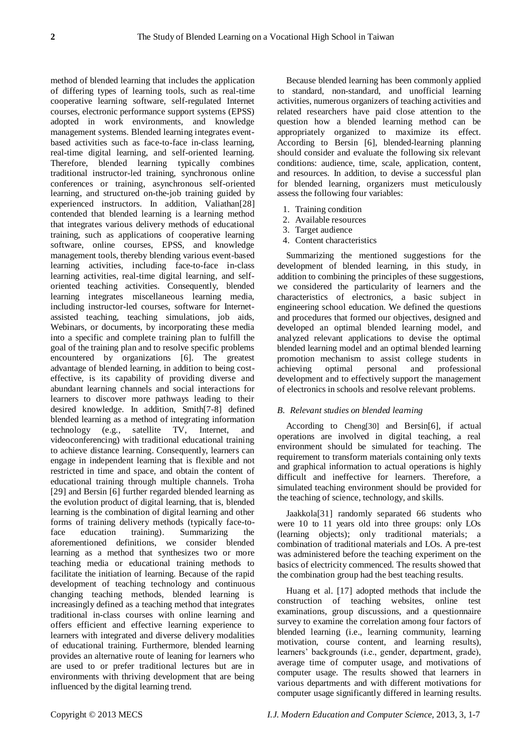method of blended learning that includes the application of differing types of learning tools, such as real-time cooperative learning software, self-regulated Internet courses, electronic performance support systems (EPSS) adopted in work environments, and knowledge management systems. Blended learning integrates event-based activities such as face-to-face in-class learning, real-time digital learning, and self-oriented learning. Therefore, blended learning typically combines traditional instructor-led training, synchronous online conferences or training, asynchronous self-oriented learning, and structured on-the-job training guided by experienced instructors. In addition, Valiathan[28] contended that blended learning is a learning method that integrates various delivery methods of educational training, such as applications of cooperative learning software, online courses, EPSS, and knowledge management tools, thereby blending various event-based learning activities, including face-to-face in-class learning activities, real-time digital learning, and self-oriented teaching activities. Consequently, blended learning integrates miscellaneous learning media, including instructor-led courses, software for Internet-assisted teaching, teaching simulations, job aids, Webinars, or documents, by incorporating these media into a specific and complete training plan to fulfill the goal of the training plan and to resolve specific problems encountered by organizations [6]. The greatest advantage of blended learning, in addition to being cost-effective, is its capability of providing diverse and abundant learning channels and social interactions for learners to discover more pathways leading to their desired knowledge. In addition, Smith[7-8] defined blended learning as a method of integrating information technology (e.g., satellite TV, Internet, and videoconferencing) with traditional educational training to achieve distance learning. Consequently, learners can engage in independent learning that is flexible and not restricted in time and space, and obtain the content of educational training through multiple channels. Troha [29] and Bersin [6] further regarded blended learning as the evolution product of digital learning, that is, blended learning is the combination of digital learning and other forms of training delivery methods (typically face-to-face education training). Summarizing the aforementioned definitions, we consider blended learning as a method that synthesizes two or more teaching media or educational training methods to facilitate the initiation of learning. Because of the rapid development of teaching technology and continuous changing teaching methods, blended learning is increasingly defined as a teaching method that integrates traditional in-class courses with online learning and offers efficient and effective learning experience to learners with integrated and diverse delivery modalities of educational training. Furthermore, blended learning provides an alternative route of leaning for learners who are used to or prefer traditional lectures but are in environments with thriving development that are being influenced by the digital learning trend.

Because blended learning has been commonly applied to standard, non-standard, and unofficial learning activities, numerous organizers of teaching activities and related researchers have paid close attention to the question how a blended learning method can be appropriately organized to maximize its effect. According to Bersin [6], blended-learning planning should consider and evaluate the following six relevant conditions: audience, time, scale, application, content, and resources. In addition, to devise a successful plan for blended learning, organizers must meticulously assess the following four variables:

1. Training condition
2. Available resources
3. Target audience
4. Content characteristics

Summarizing the mentioned suggestions for the development of blended learning, in this study, in addition to combining the principles of these suggestions, we considered the particularity of learners and the characteristics of electronics, a basic subject in engineering school education. We defined the questions and procedures that formed our objectives, designed and developed an optimal blended learning model, and analyzed relevant applications to devise the optimal blended learning model and an optimal blended learning promotion mechanism to assist college students in achieving optimal personal and professional development and to effectively support the management of electronics in schools and resolve relevant problems.

### *B. Relevant studies on blended learning*

According to Cheng[30] and Bersin[6], if actual operations are involved in digital teaching, a real environment should be simulated for teaching. The requirement to transform materials containing only texts and graphical information to actual operations is highly difficult and ineffective for learners. Therefore, a simulated teaching environment should be provided for the teaching of science, technology, and skills.

Jaakkola[31] randomly separated 66 students who were 10 to 11 years old into three groups: only LOs (learning objects); only traditional materials; a combination of traditional materials and LOs. A pre-test was administered before the teaching experiment on the basics of electricity commenced. The results showed that the combination group had the best teaching results.

Huang et al. [17] adopted methods that include the construction of teaching websites, online test examinations, group discussions, and a questionnaire survey to examine the correlation among four factors of blended learning (i.e., learning community, learning motivation, course content, and learning results), learners' backgrounds (i.e., gender, department, grade), average time of computer usage, and motivations of computer usage. The results showed that learners in various departments and with different motivations for computer usage significantly differed in learning results.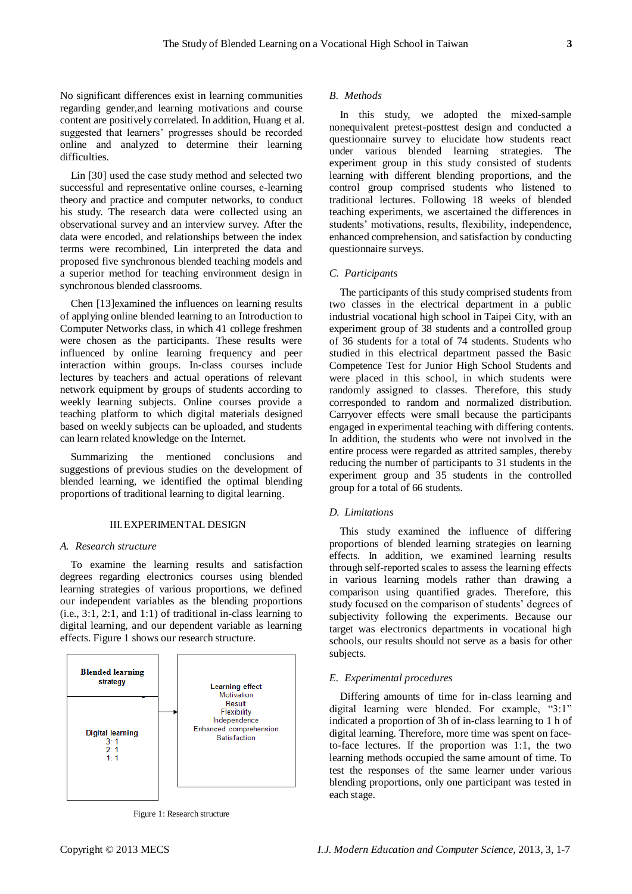No significant differences exist in learning communities regarding gender,and learning motivations and course content are positively correlated. In addition, Huang et al. suggested that learners' progresses should be recorded online and analyzed to determine their learning difficulties.

Lin [30] used the case study method and selected two successful and representative online courses, e-learning theory and practice and computer networks, to conduct his study. The research data were collected using an observational survey and an interview survey. After the data were encoded, and relationships between the index terms were recombined, Lin interpreted the data and proposed five synchronous blended teaching models and a superior method for teaching environment design in synchronous blended classrooms.

Chen [13]examined the influences on learning results of applying online blended learning to an Introduction to Computer Networks class, in which 41 college freshmen were chosen as the participants. These results were influenced by online learning frequency and peer interaction within groups. In-class courses include lectures by teachers and actual operations of relevant network equipment by groups of students according to weekly learning subjects. Online courses provide a teaching platform to which digital materials designed based on weekly subjects can be uploaded, and students can learn related knowledge on the Internet.

Summarizing the mentioned conclusions and suggestions of previous studies on the development of blended learning, we identified the optimal blending proportions of traditional learning to digital learning.

## III. EXPERIMENTAL DESIGN

### *A. Research structure*

To examine the learning results and satisfaction degrees regarding electronics courses using blended learning strategies of various proportions, we defined our independent variables as the blending proportions (i.e., 3:1, 2:1, and 1:1) of traditional in-class learning to digital learning, and our dependent variable as learning effects. Figure 1 shows our research structure.

| Blended learning strategy | | Learning effect |
|---|---|---|
| Digital learning<br>3: 1<br>2: 1<br>1: 1 | → | Motivation<br>Result<br>Flexibility<br>Independence<br>Enhanced comprehension<br>Satisfaction |

Figure 1: Research structure

### *B. Methods*

In this study, we adopted the mixed-sample nonequivalent pretest-posttest design and conducted a questionnaire survey to elucidate how students react under various blended learning strategies. The experiment group in this study consisted of students learning with different blending proportions, and the control group comprised students who listened to traditional lectures. Following 18 weeks of blended teaching experiments, we ascertained the differences in students' motivations, results, flexibility, independence, enhanced comprehension, and satisfaction by conducting questionnaire surveys.

### *C. Participants*

The participants of this study comprised students from two classes in the electrical department in a public industrial vocational high school in Taipei City, with an experiment group of 38 students and a controlled group of 36 students for a total of 74 students. Students who studied in this electrical department passed the Basic Competence Test for Junior High School Students and were placed in this school, in which students were randomly assigned to classes. Therefore, this study corresponded to random and normalized distribution. Carryover effects were small because the participants engaged in experimental teaching with differing contents. In addition, the students who were not involved in the entire process were regarded as attrited samples, thereby reducing the number of participants to 31 students in the experiment group and 35 students in the controlled group for a total of 66 students.

### *D. Limitations*

This study examined the influence of differing proportions of blended learning strategies on learning effects. In addition, we examined learning results through self-reported scales to assess the learning effects in various learning models rather than drawing a comparison using quantified grades. Therefore, this study focused on the comparison of students' degrees of subjectivity following the experiments. Because our target was electronics departments in vocational high schools, our results should not serve as a basis for other subjects.

### *E. Experimental procedures*

Differing amounts of time for in-class learning and digital learning were blended. For example, "3:1" indicated a proportion of 3h of in-class learning to 1 h of digital learning. Therefore, more time was spent on face-to-face lectures. If the proportion was 1:1, the two learning methods occupied the same amount of time. To test the responses of the same learner under various blending proportions, only one participant was tested in each stage.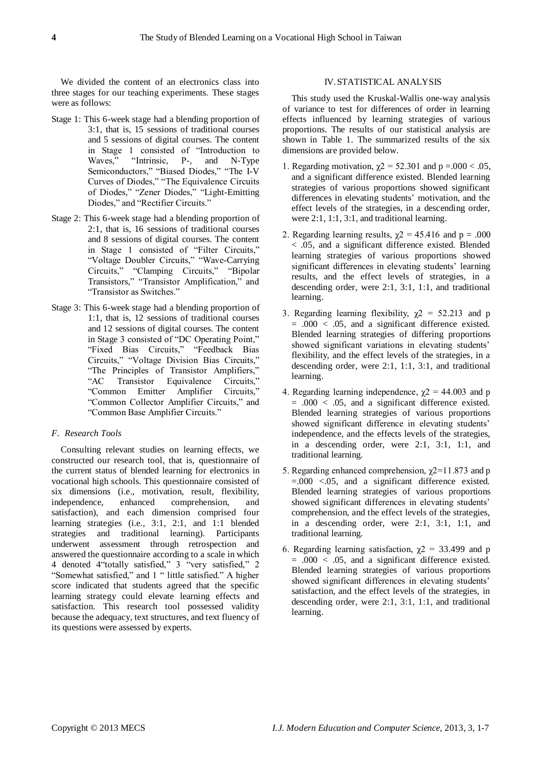We divided the content of an electronics class into three stages for our teaching experiments. These stages were as follows:

Stage 1: This 6-week stage had a blending proportion of 3:1, that is, 15 sessions of traditional courses and 5 sessions of digital courses. The content in Stage 1 consisted of "Introduction to Waves," "Intrinsic, P-, and N-Type Semiconductors," "Biased Diodes," "The I-V Curves of Diodes," "The Equivalence Circuits of Diodes," "Zener Diodes," "Light-Emitting Diodes," and "Rectifier Circuits."

Stage 2: This 6-week stage had a blending proportion of 2:1, that is, 16 sessions of traditional courses and 8 sessions of digital courses. The content in Stage 1 consisted of "Filter Circuits," "Voltage Doubler Circuits," "Wave-Carrying Circuits," "Clamping Circuits," "Bipolar Transistors," "Transistor Amplification," and "Transistor as Switches."

Stage 3: This 6-week stage had a blending proportion of 1:1, that is, 12 sessions of traditional courses and 12 sessions of digital courses. The content in Stage 3 consisted of "DC Operating Point," "Fixed Bias Circuits," "Feedback Bias Circuits," "Voltage Division Bias Circuits," "The Principles of Transistor Amplifiers," "AC Transistor Equivalence Circuits," "Common Emitter Amplifier Circuits," "Common Collector Amplifier Circuits," and "Common Base Amplifier Circuits."

### *F. Research Tools*

Consulting relevant studies on learning effects, we constructed our research tool, that is, questionnaire of the current status of blended learning for electronics in vocational high schools. This questionnaire consisted of six dimensions (i.e., motivation, result, flexibility, independence, enhanced comprehension, and satisfaction), and each dimension comprised four learning strategies (i.e., 3:1, 2:1, and 1:1 blended strategies and traditional learning). Participants underwent assessment through retrospection and answered the questionnaire according to a scale in which 4 denoted 4"totally satisfied," 3 "very satisfied," 2 "Somewhat satisfied," and 1 " little satisfied." A higher score indicated that students agreed that the specific learning strategy could elevate learning effects and satisfaction. This research tool possessed validity because the adequacy, text structures, and text fluency of its questions were assessed by experts.

## IV. STATISTICAL ANALYSIS

This study used the Kruskal-Wallis one-way analysis of variance to test for differences of order in learning effects influenced by learning strategies of various proportions. The results of our statistical analysis are shown in Table 1. The summarized results of the six dimensions are provided below.

1. Regarding motivation, $\chi2 = 52.301$ and $p = .000 < .05$, and a significant difference existed. Blended learning strategies of various proportions showed significant differences in elevating students' motivation, and the effect levels of the strategies, in a descending order, were 2:1, 1:1, 3:1, and traditional learning.
2. Regarding learning results, $\chi2 = 45.416$ and $p = .000 < .05$, and a significant difference existed. Blended learning strategies of various proportions showed significant differences in elevating students' learning results, and the effect levels of strategies, in a descending order, were 2:1, 3:1, 1:1, and traditional learning.
3. Regarding learning flexibility, $\chi2 = 52.213$ and $p = .000 < .05$, and a significant difference existed. Blended learning strategies of differing proportions showed significant variations in elevating students' flexibility, and the effect levels of the strategies, in a descending order, were 2:1, 1:1, 3:1, and traditional learning.
4. Regarding learning independence, $\chi2 = 44.003$ and $p = .000 < .05$, and a significant difference existed. Blended learning strategies of various proportions showed significant difference in elevating students' independence, and the effects levels of the strategies, in a descending order, were 2:1, 3:1, 1:1, and traditional learning.
5. Regarding enhanced comprehension, $\chi2=11.873$ and $p = .000 < .05$, and a significant difference existed. Blended learning strategies of various proportions showed significant differences in elevating students' comprehension, and the effect levels of the strategies, in a descending order, were 2:1, 3:1, 1:1, and traditional learning.
6. Regarding learning satisfaction, $\chi2 = 33.499$ and $p = .000 < .05$, and a significant difference existed. Blended learning strategies of various proportions showed significant differences in elevating students' satisfaction, and the effect levels of the strategies, in descending order, were 2:1, 3:1, 1:1, and traditional learning.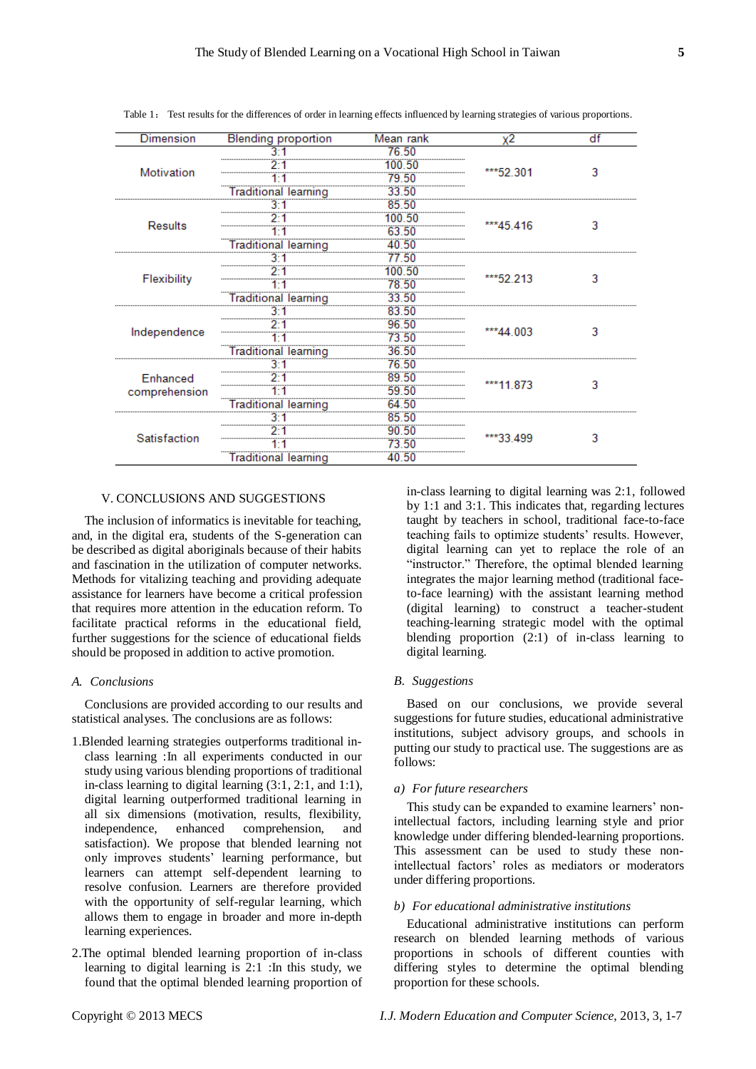Table 1： Test results for the differences of order in learning effects influenced by learning strategies of various proportions.

| Dimension | Blending proportion | Mean rank | χ2 | df |
|---|---|---|---|---|
| Motivation | 3:1 | 76.50 | ***52.301 | 3 |
| | 2:1 | 100.50 | | |
| | 1:1 | 79.50 | | |
| | Traditional learning | 33.50 | | |
| Results | 3:1 | 85.50 | ***45.416 | 3 |
| | 2:1 | 100.50 | | |
| | 1:1 | 63.50 | | |
| | Traditional learning | 40.50 | | |
| Flexibility | 3:1 | 77.50 | ***52.213 | 3 |
| | 2:1 | 100.50 | | |
| | 1:1 | 78.50 | | |
| | Traditional learning | 33.50 | | |
| Independence | 3:1 | 83.50 | ***44.003 | 3 |
| | 2:1 | 96.50 | | |
| | 1:1 | 73.50 | | |
| | Traditional learning | 36.50 | | |
| Enhanced comprehension | 3:1 | 76.50 | ***11.873 | 3 |
| | 2:1 | 89.50 | | |
| | 1:1 | 59.50 | | |
| | Traditional learning | 64.50 | | |
| Satisfaction | 3:1 | 85.50 | ***33.499 | 3 |
| | 2:1 | 90.50 | | |
| | 1:1 | 73.50 | | |
| | Traditional learning | 40.50 | | |

## V. CONCLUSIONS AND SUGGESTIONS

The inclusion of informatics is inevitable for teaching, and, in the digital era, students of the S-generation can be described as digital aboriginals because of their habits and fascination in the utilization of computer networks. Methods for vitalizing teaching and providing adequate assistance for learners have become a critical profession that requires more attention in the education reform. To facilitate practical reforms in the educational field, further suggestions for the science of educational fields should be proposed in addition to active promotion.

### *A. Conclusions*

Conclusions are provided according to our results and statistical analyses. The conclusions are as follows:

1.Blended learning strategies outperforms traditional in-class learning :In all experiments conducted in our study using various blending proportions of traditional in-class learning to digital learning (3:1, 2:1, and 1:1), digital learning outperformed traditional learning in all six dimensions (motivation, results, flexibility, independence, enhanced comprehension, and satisfaction). We propose that blended learning not only improves students' learning performance, but learners can attempt self-dependent learning to resolve confusion. Learners are therefore provided with the opportunity of self-regular learning, which allows them to engage in broader and more in-depth learning experiences.

2.The optimal blended learning proportion of in-class learning to digital learning is 2:1 :In this study, we found that the optimal blended learning proportion of in-class learning to digital learning was 2:1, followed by 1:1 and 3:1. This indicates that, regarding lectures taught by teachers in school, traditional face-to-face teaching fails to optimize students' results. However, digital learning can yet to replace the role of an "instructor." Therefore, the optimal blended learning integrates the major learning method (traditional face-to-face learning) with the assistant learning method (digital learning) to construct a teacher-student teaching-learning strategic model with the optimal blending proportion (2:1) of in-class learning to digital learning.

### *B. Suggestions*

Based on our conclusions, we provide several suggestions for future studies, educational administrative institutions, subject advisory groups, and schools in putting our study to practical use. The suggestions are as follows:

#### *a) For future researchers*

This study can be expanded to examine learners' non-intellectual factors, including learning style and prior knowledge under differing blended-learning proportions. This assessment can be used to study these non-intellectual factors' roles as mediators or moderators under differing proportions.

#### *b) For educational administrative institutions*

Educational administrative institutions can perform research on blended learning methods of various proportions in schools of different counties with differing styles to determine the optimal blending proportion for these schools.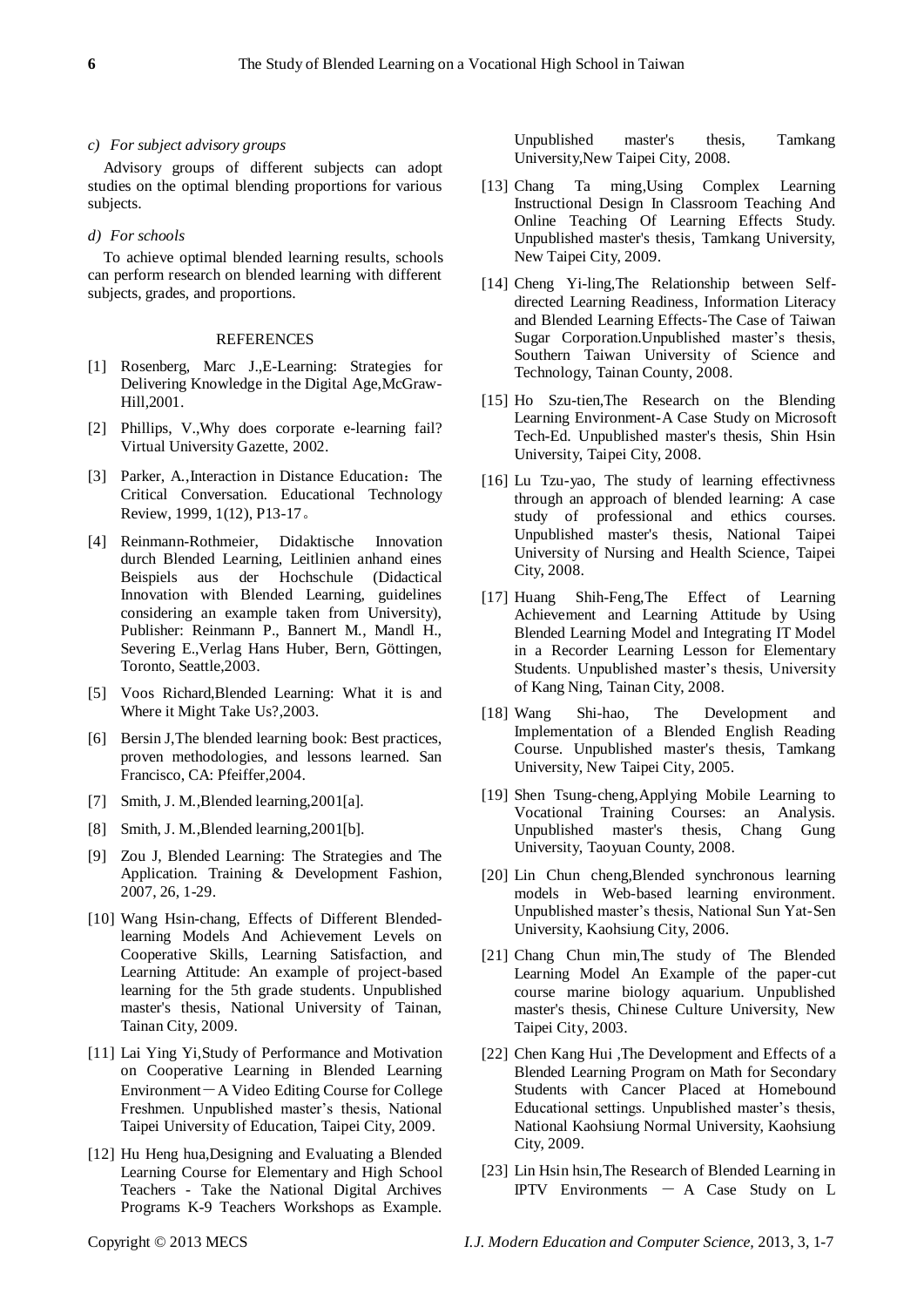*c) For subject advisory groups*

Advisory groups of different subjects can adopt studies on the optimal blending proportions for various subjects.

*d) For schools*

To achieve optimal blended learning results, schools can perform research on blended learning with different subjects, grades, and proportions.

## REFERENCES

[1] Rosenberg, Marc J.,E-Learning: Strategies for Delivering Knowledge in the Digital Age,McGraw-Hill,2001.

[2] Phillips, V.,Why does corporate e-learning fail? Virtual University Gazette, 2002.

[3] Parker, A.,Interaction in Distance Education：The Critical Conversation. Educational Technology Review, 1999, 1(12), P13-17。

[4] Reinmann-Rothmeier, Didaktische Innovation durch Blended Learning, Leitlinien anhand eines Beispiels aus der Hochschule (Didactical Innovation with Blended Learning, guidelines considering an example taken from University), Publisher: Reinmann P., Bannert M., Mandl H., Severing E.,Verlag Hans Huber, Bern, Göttingen, Toronto, Seattle,2003.

[5] Voos Richard,Blended Learning: What it is and Where it Might Take Us?,2003.

[6] Bersin J,The blended learning book: Best practices, proven methodologies, and lessons learned. San Francisco, CA: Pfeiffer,2004.

[7] Smith, J. M.,Blended learning,2001[a].

[8] Smith, J. M.,Blended learning,2001[b].

[9] Zou J, Blended Learning: The Strategies and The Application. Training & Development Fashion, 2007, 26, 1-29.

[10] Wang Hsin-chang, Effects of Different Blended-learning Models And Achievement Levels on Cooperative Skills, Learning Satisfaction, and Learning Attitude: An example of project-based learning for the 5th grade students. Unpublished master's thesis, National University of Tainan, Tainan City, 2009.

[11] Lai Ying Yi,Study of Performance and Motivation on Cooperative Learning in Blended Learning Environment－A Video Editing Course for College Freshmen. Unpublished master’s thesis, National Taipei University of Education, Taipei City, 2009.

[12] Hu Heng hua,Designing and Evaluating a Blended Learning Course for Elementary and High School Teachers - Take the National Digital Archives Programs K-9 Teachers Workshops as Example. Unpublished master's thesis, Tamkang University,New Taipei City, 2008.

[13] Chang Ta ming,Using Complex Learning Instructional Design In Classroom Teaching And Online Teaching Of Learning Effects Study. Unpublished master's thesis, Tamkang University, New Taipei City, 2009.

[14] Cheng Yi-ling,The Relationship between Self-directed Learning Readiness, Information Literacy and Blended Learning Effects-The Case of Taiwan Sugar Corporation.Unpublished master’s thesis, Southern Taiwan University of Science and Technology, Tainan County, 2008.

[15] Ho Szu-tien,The Research on the Blending Learning Environment-A Case Study on Microsoft Tech-Ed. Unpublished master's thesis, Shin Hsin University, Taipei City, 2008.

[16] Lu Tzu-yao, The study of learning effectivness through an approach of blended learning: A case study of professional and ethics courses. Unpublished master's thesis, National Taipei University of Nursing and Health Science, Taipei City, 2008.

[17] Huang Shih-Feng,The Effect of Learning Achievement and Learning Attitude by Using Blended Learning Model and Integrating IT Model in a Recorder Learning Lesson for Elementary Students. Unpublished master’s thesis, University of Kang Ning, Tainan City, 2008.

[18] Wang Shi-hao, The Development and Implementation of a Blended English Reading Course. Unpublished master's thesis, Tamkang University, New Taipei City, 2005.

[19] Shen Tsung-cheng,Applying Mobile Learning to Vocational Training Courses: an Analysis. Unpublished master's thesis, Chang Gung University, Taoyuan County, 2008.

[20] Lin Chun cheng,Blended synchronous learning models in Web-based learning environment. Unpublished master’s thesis, National Sun Yat-Sen University, Kaohsiung City, 2006.

[21] Chang Chun min,The study of The Blended Learning Model An Example of the paper-cut course marine biology aquarium. Unpublished master's thesis, Chinese Culture University, New Taipei City, 2003.

[22] Chen Kang Hui ,The Development and Effects of a Blended Learning Program on Math for Secondary Students with Cancer Placed at Homebound Educational settings. Unpublished master’s thesis, National Kaohsiung Normal University, Kaohsiung City, 2009.

[23] Lin Hsin hsin,The Research of Blended Learning in IPTV Environments － A Case Study on L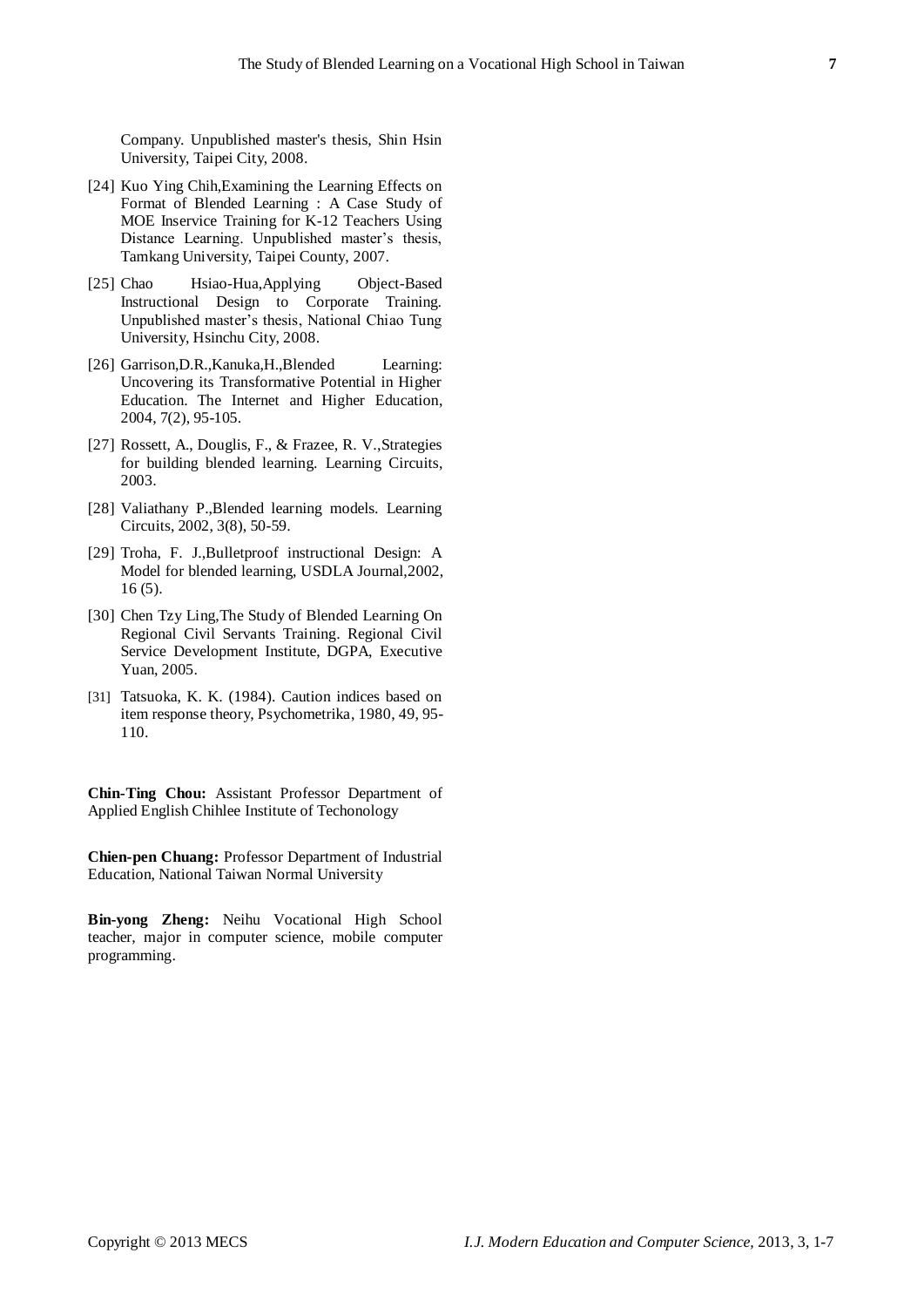Company. Unpublished master's thesis, Shin Hsin University, Taipei City, 2008.

[24] Kuo Ying Chih,Examining the Learning Effects on Format of Blended Learning : A Case Study of MOE Inservice Training for K-12 Teachers Using Distance Learning. Unpublished master's thesis, Tamkang University, Taipei County, 2007.

[25] Chao Hsiao-Hua,Applying Object-Based Instructional Design to Corporate Training. Unpublished master's thesis, National Chiao Tung University, Hsinchu City, 2008.

[26] Garrison,D.R.,Kanuka,H.,Blended Learning: Uncovering its Transformative Potential in Higher Education. The Internet and Higher Education, 2004, 7(2), 95-105.

[27] Rossett, A., Douglis, F., & Frazee, R. V.,Strategies for building blended learning. Learning Circuits, 2003.

[28] Valiathany P.,Blended learning models. Learning Circuits, 2002, 3(8), 50-59.

[29] Troha, F. J.,Bulletproof instructional Design: A Model for blended learning, USDLA Journal,2002, 16 (5).

[30] Chen Tzy Ling,The Study of Blended Learning On Regional Civil Servants Training. Regional Civil Service Development Institute, DGPA, Executive Yuan, 2005.

[31] Tatsuoka, K. K. (1984). Caution indices based on item response theory, Psychometrika, 1980, 49, 95-110.

**Chin-Ting Chou:** Assistant Professor Department of Applied English Chihlee Institute of Techonology

**Chien-pen Chuang:** Professor Department of Industrial Education, National Taiwan Normal University

**Bin-yong Zheng:** Neihu Vocational High School teacher, major in computer science, mobile computer programming.